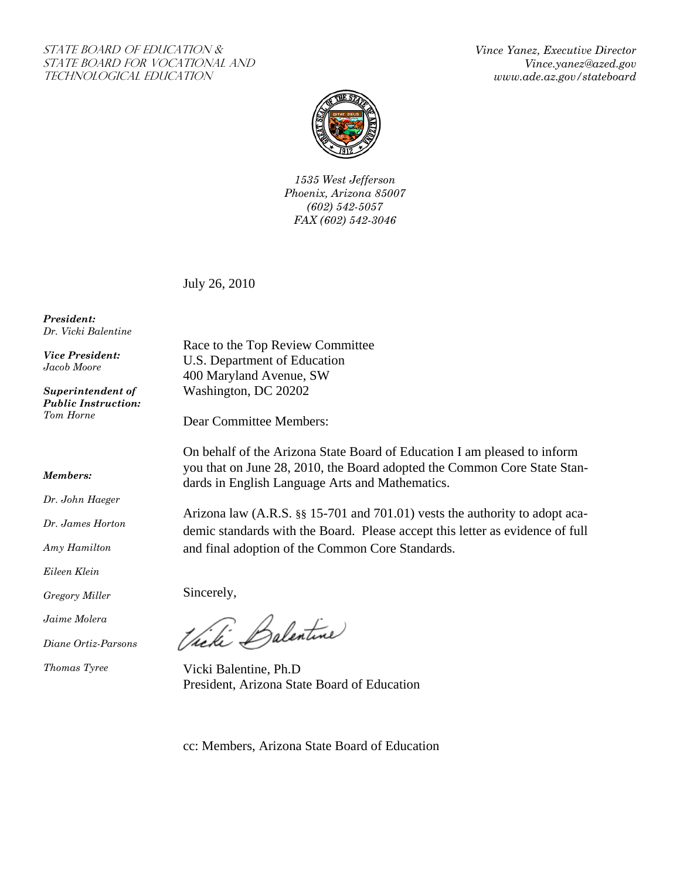STATE BOARD OF EDUCATION &
STATE BOARD FOR VOCATIONAL AND
TECHNOLOGICAL EDUCATION

*Vince Yanez, Executive Director*
*Vince.yanez@azed.gov*
*www.ade.az.gov/stateboard*

*1535 West Jefferson*
*Phoenix, Arizona 85007*
*(602) 542-5057*
*FAX (602) 542-3046*

***President:***
*Dr. Vicki Balentine*

***Vice President:***
*Jacob Moore*

***Superintendent of Public Instruction:***
*Tom Horne*

***Members:***

*Dr. John Haeger*

*Dr. James Horton*

*Amy Hamilton*

*Eileen Klein*

*Gregory Miller*

*Jaime Molera*

*Diane Ortiz-Parsons*

*Thomas Tyree*

July 26, 2010

Race to the Top Review Committee
U.S. Department of Education
400 Maryland Avenue, SW
Washington, DC 20202

Dear Committee Members:

On behalf of the Arizona State Board of Education I am pleased to inform you that on June 28, 2010, the Board adopted the Common Core State Standards in English Language Arts and Mathematics.

Arizona law (A.R.S. §§ 15-701 and 701.01) vests the authority to adopt academic standards with the Board. Please accept this letter as evidence of full and final adoption of the Common Core Standards.

Sincerely,

Vicki Balentine

Vicki Balentine, Ph.D
President, Arizona State Board of Education

cc: Members, Arizona State Board of Education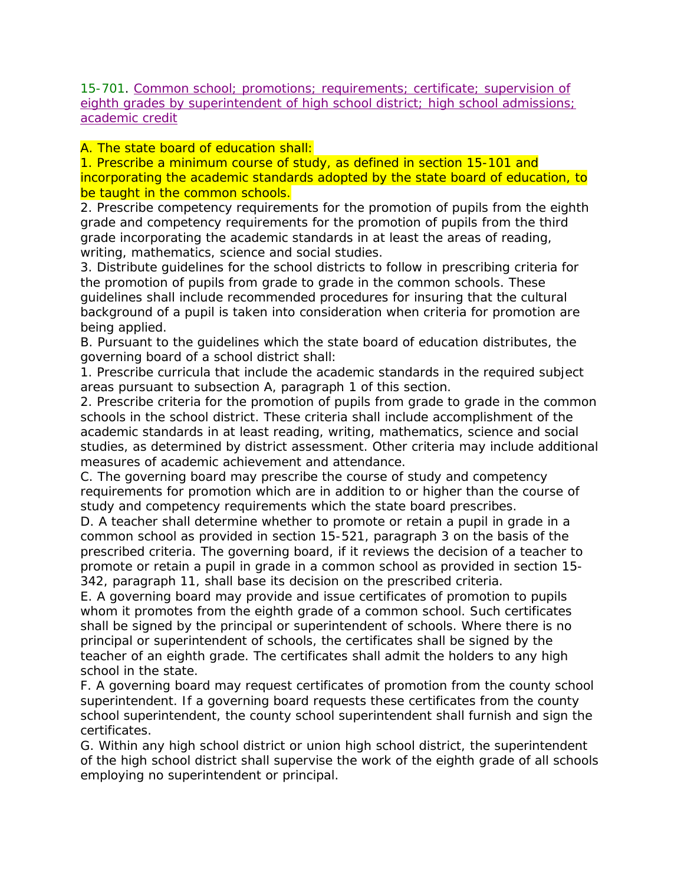15-701. Common school; promotions; requirements; certificate; supervision of eighth grades by superintendent of high school district; high school admissions; academic credit

A. The state board of education shall:

1. Prescribe a minimum course of study, as defined in section 15-101 and incorporating the academic standards adopted by the state board of education, to be taught in the common schools.

2. Prescribe competency requirements for the promotion of pupils from the eighth grade and competency requirements for the promotion of pupils from the third grade incorporating the academic standards in at least the areas of reading, writing, mathematics, science and social studies.

3. Distribute guidelines for the school districts to follow in prescribing criteria for the promotion of pupils from grade to grade in the common schools. These guidelines shall include recommended procedures for insuring that the cultural background of a pupil is taken into consideration when criteria for promotion are being applied.

B. Pursuant to the guidelines which the state board of education distributes, the governing board of a school district shall:

1. Prescribe curricula that include the academic standards in the required subject areas pursuant to subsection A, paragraph 1 of this section.

2. Prescribe criteria for the promotion of pupils from grade to grade in the common schools in the school district. These criteria shall include accomplishment of the academic standards in at least reading, writing, mathematics, science and social studies, as determined by district assessment. Other criteria may include additional measures of academic achievement and attendance.

C. The governing board may prescribe the course of study and competency requirements for promotion which are in addition to or higher than the course of study and competency requirements which the state board prescribes.

D. A teacher shall determine whether to promote or retain a pupil in grade in a common school as provided in section 15-521, paragraph 3 on the basis of the prescribed criteria. The governing board, if it reviews the decision of a teacher to promote or retain a pupil in grade in a common school as provided in section 15-342, paragraph 11, shall base its decision on the prescribed criteria.

E. A governing board may provide and issue certificates of promotion to pupils whom it promotes from the eighth grade of a common school. Such certificates shall be signed by the principal or superintendent of schools. Where there is no principal or superintendent of schools, the certificates shall be signed by the teacher of an eighth grade. The certificates shall admit the holders to any high school in the state.

F. A governing board may request certificates of promotion from the county school superintendent. If a governing board requests these certificates from the county school superintendent, the county school superintendent shall furnish and sign the certificates.

G. Within any high school district or union high school district, the superintendent of the high school district shall supervise the work of the eighth grade of all schools employing no superintendent or principal.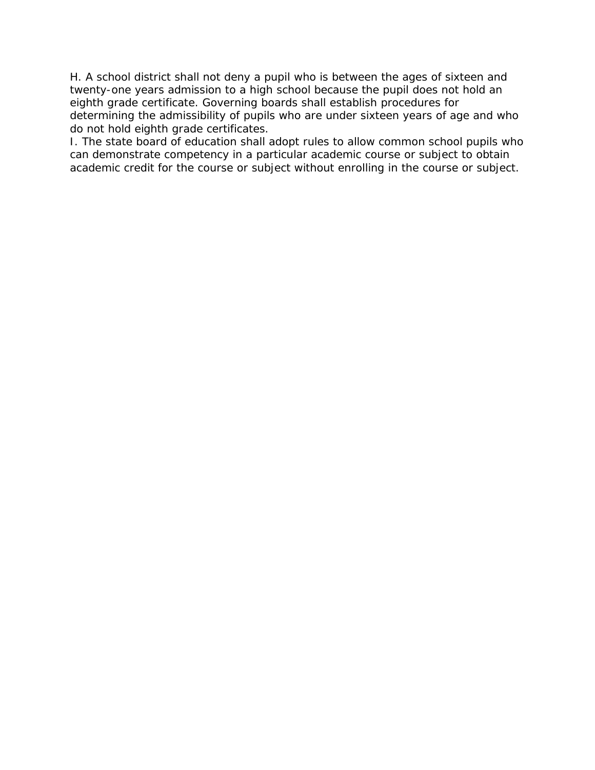H. A school district shall not deny a pupil who is between the ages of sixteen and twenty-one years admission to a high school because the pupil does not hold an eighth grade certificate. Governing boards shall establish procedures for determining the admissibility of pupils who are under sixteen years of age and who do not hold eighth grade certificates.

I. The state board of education shall adopt rules to allow common school pupils who can demonstrate competency in a particular academic course or subject to obtain academic credit for the course or subject without enrolling in the course or subject.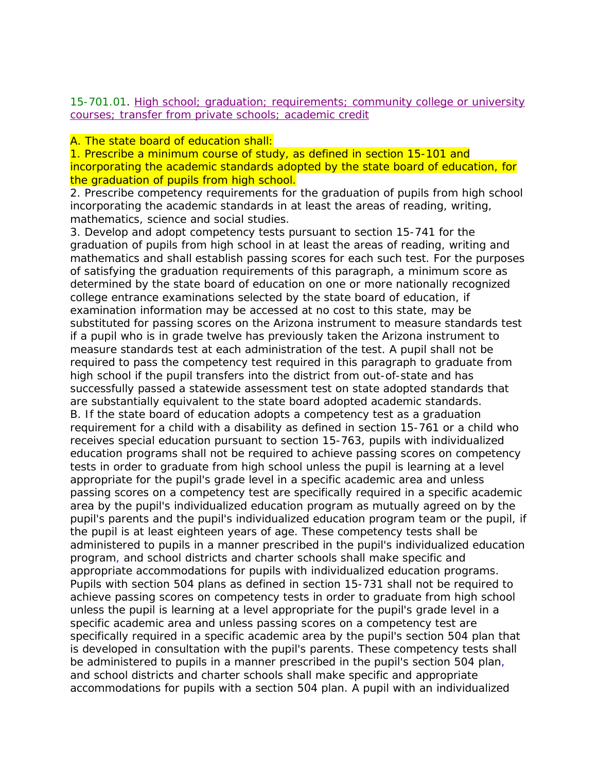15-701.01. High school; graduation; requirements; community college or university courses; transfer from private schools; academic credit

A. The state board of education shall:

1. Prescribe a minimum course of study, as defined in section 15-101 and incorporating the academic standards adopted by the state board of education, for the graduation of pupils from high school.

2. Prescribe competency requirements for the graduation of pupils from high school incorporating the academic standards in at least the areas of reading, writing, mathematics, science and social studies.

3. Develop and adopt competency tests pursuant to section 15-741 for the graduation of pupils from high school in at least the areas of reading, writing and mathematics and shall establish passing scores for each such test. For the purposes of satisfying the graduation requirements of this paragraph, a minimum score as determined by the state board of education on one or more nationally recognized college entrance examinations selected by the state board of education, if examination information may be accessed at no cost to this state, may be substituted for passing scores on the Arizona instrument to measure standards test if a pupil who is in grade twelve has previously taken the Arizona instrument to measure standards test at each administration of the test. A pupil shall not be required to pass the competency test required in this paragraph to graduate from high school if the pupil transfers into the district from out-of-state and has successfully passed a statewide assessment test on state adopted standards that are substantially equivalent to the state board adopted academic standards.

B. If the state board of education adopts a competency test as a graduation requirement for a child with a disability as defined in section 15-761 or a child who receives special education pursuant to section 15-763, pupils with individualized education programs shall not be required to achieve passing scores on competency tests in order to graduate from high school unless the pupil is learning at a level appropriate for the pupil's grade level in a specific academic area and unless passing scores on a competency test are specifically required in a specific academic area by the pupil's individualized education program as mutually agreed on by the pupil's parents and the pupil's individualized education program team or the pupil, if the pupil is at least eighteen years of age. These competency tests shall be administered to pupils in a manner prescribed in the pupil's individualized education program, and school districts and charter schools shall make specific and appropriate accommodations for pupils with individualized education programs. Pupils with section 504 plans as defined in section 15-731 shall not be required to achieve passing scores on competency tests in order to graduate from high school unless the pupil is learning at a level appropriate for the pupil's grade level in a specific academic area and unless passing scores on a competency test are specifically required in a specific academic area by the pupil's section 504 plan that is developed in consultation with the pupil's parents. These competency tests shall be administered to pupils in a manner prescribed in the pupil's section 504 plan, and school districts and charter schools shall make specific and appropriate accommodations for pupils with a section 504 plan. A pupil with an individualized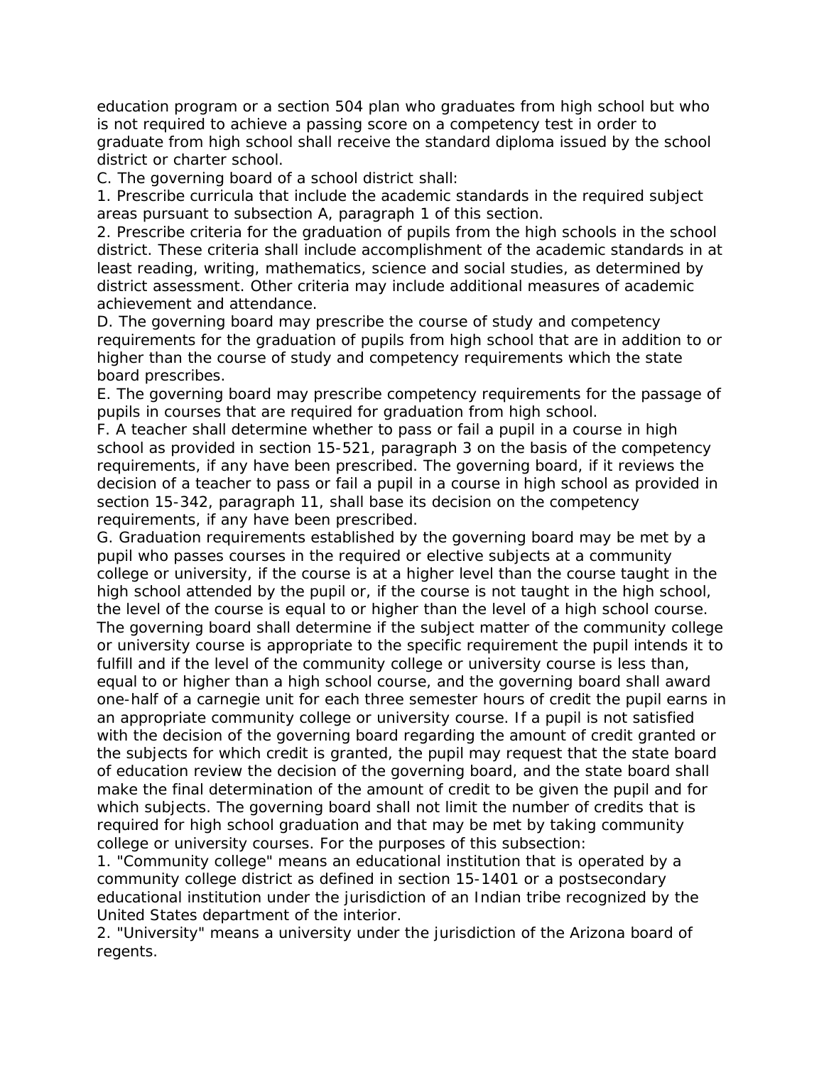education program or a section 504 plan who graduates from high school but who is not required to achieve a passing score on a competency test in order to graduate from high school shall receive the standard diploma issued by the school district or charter school.

C. The governing board of a school district shall:

1. Prescribe curricula that include the academic standards in the required subject areas pursuant to subsection A, paragraph 1 of this section.

2. Prescribe criteria for the graduation of pupils from the high schools in the school district. These criteria shall include accomplishment of the academic standards in at least reading, writing, mathematics, science and social studies, as determined by district assessment. Other criteria may include additional measures of academic achievement and attendance.

D. The governing board may prescribe the course of study and competency requirements for the graduation of pupils from high school that are in addition to or higher than the course of study and competency requirements which the state board prescribes.

E. The governing board may prescribe competency requirements for the passage of pupils in courses that are required for graduation from high school.

F. A teacher shall determine whether to pass or fail a pupil in a course in high school as provided in section 15-521, paragraph 3 on the basis of the competency requirements, if any have been prescribed. The governing board, if it reviews the decision of a teacher to pass or fail a pupil in a course in high school as provided in section 15-342, paragraph 11, shall base its decision on the competency requirements, if any have been prescribed.

G. Graduation requirements established by the governing board may be met by a pupil who passes courses in the required or elective subjects at a community college or university, if the course is at a higher level than the course taught in the high school attended by the pupil or, if the course is not taught in the high school, the level of the course is equal to or higher than the level of a high school course. The governing board shall determine if the subject matter of the community college or university course is appropriate to the specific requirement the pupil intends it to fulfill and if the level of the community college or university course is less than, equal to or higher than a high school course, and the governing board shall award one-half of a carnegie unit for each three semester hours of credit the pupil earns in an appropriate community college or university course. If a pupil is not satisfied with the decision of the governing board regarding the amount of credit granted or the subjects for which credit is granted, the pupil may request that the state board of education review the decision of the governing board, and the state board shall make the final determination of the amount of credit to be given the pupil and for which subjects. The governing board shall not limit the number of credits that is required for high school graduation and that may be met by taking community college or university courses. For the purposes of this subsection:

1. "Community college" means an educational institution that is operated by a community college district as defined in section 15-1401 or a postsecondary educational institution under the jurisdiction of an Indian tribe recognized by the United States department of the interior.

2. "University" means a university under the jurisdiction of the Arizona board of regents.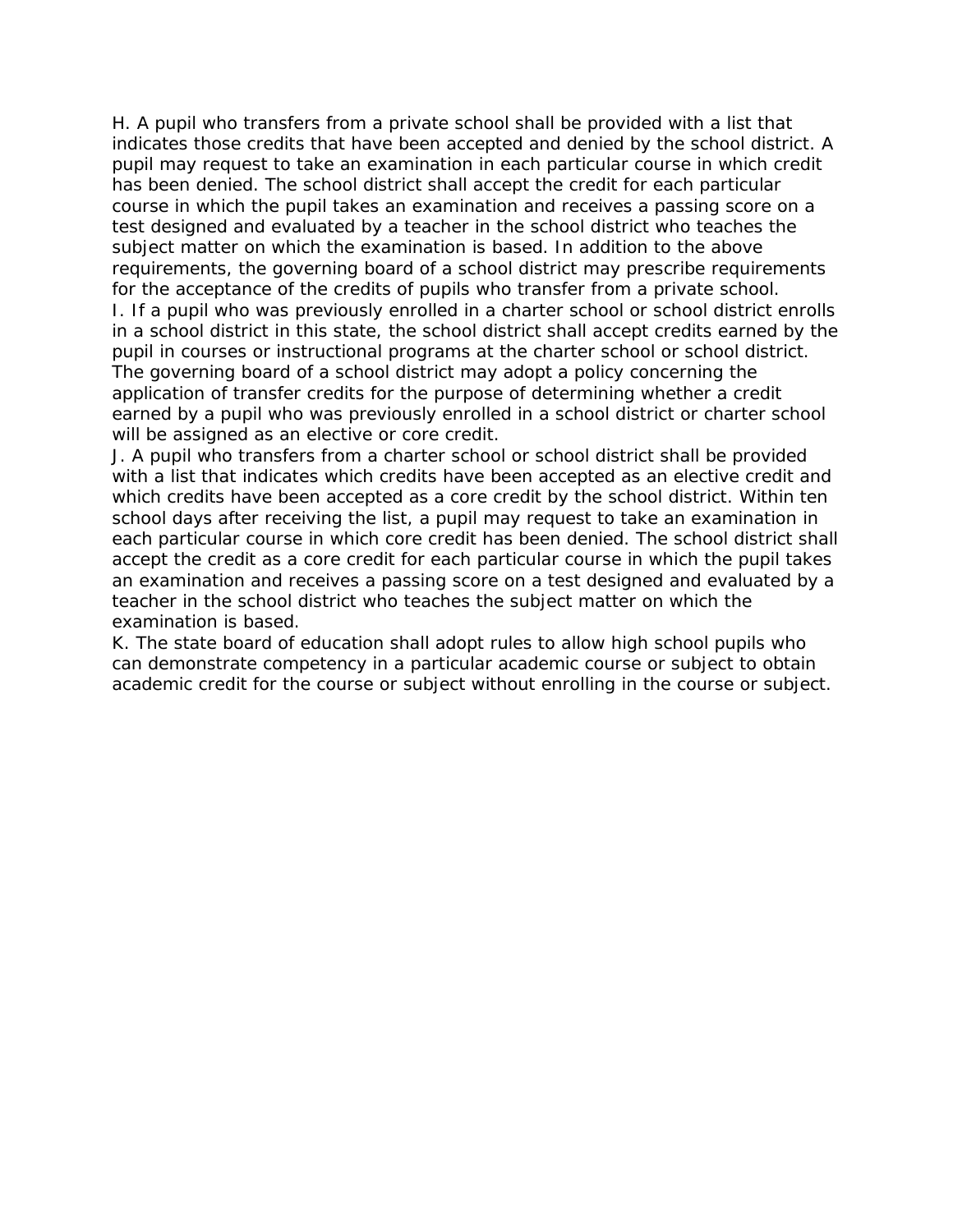H. A pupil who transfers from a private school shall be provided with a list that indicates those credits that have been accepted and denied by the school district. A pupil may request to take an examination in each particular course in which credit has been denied. The school district shall accept the credit for each particular course in which the pupil takes an examination and receives a passing score on a test designed and evaluated by a teacher in the school district who teaches the subject matter on which the examination is based. In addition to the above requirements, the governing board of a school district may prescribe requirements for the acceptance of the credits of pupils who transfer from a private school.

I. If a pupil who was previously enrolled in a charter school or school district enrolls in a school district in this state, the school district shall accept credits earned by the pupil in courses or instructional programs at the charter school or school district. The governing board of a school district may adopt a policy concerning the application of transfer credits for the purpose of determining whether a credit earned by a pupil who was previously enrolled in a school district or charter school will be assigned as an elective or core credit.

J. A pupil who transfers from a charter school or school district shall be provided with a list that indicates which credits have been accepted as an elective credit and which credits have been accepted as a core credit by the school district. Within ten school days after receiving the list, a pupil may request to take an examination in each particular course in which core credit has been denied. The school district shall accept the credit as a core credit for each particular course in which the pupil takes an examination and receives a passing score on a test designed and evaluated by a teacher in the school district who teaches the subject matter on which the examination is based.

K. The state board of education shall adopt rules to allow high school pupils who can demonstrate competency in a particular academic course or subject to obtain academic credit for the course or subject without enrolling in the course or subject.